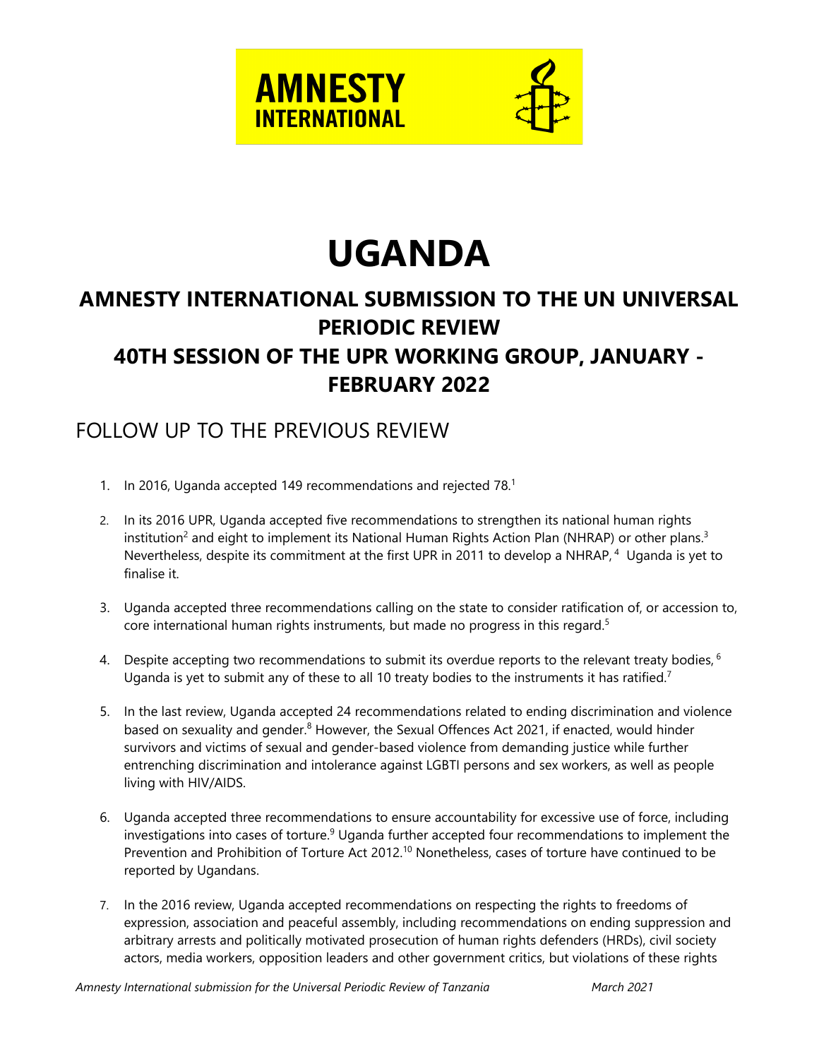AMNESTY INTERNATIONAL

# UGANDA

## AMNESTY INTERNATIONAL SUBMISSION TO THE UN UNIVERSAL PERIODIC REVIEW

## 40TH SESSION OF THE UPR WORKING GROUP, JANUARY - FEBRUARY 2022

## FOLLOW UP TO THE PREVIOUS REVIEW

1. In 2016, Uganda accepted 149 recommendations and rejected 78.[1]

2. In its 2016 UPR, Uganda accepted five recommendations to strengthen its national human rights institution[2] and eight to implement its National Human Rights Action Plan (NHRAP) or other plans.[3] Nevertheless, despite its commitment at the first UPR in 2011 to develop a NHRAP,[4] Uganda is yet to finalise it.

3. Uganda accepted three recommendations calling on the state to consider ratification of, or accession to, core international human rights instruments, but made no progress in this regard.[5]

4. Despite accepting two recommendations to submit its overdue reports to the relevant treaty bodies,[6] Uganda is yet to submit any of these to all 10 treaty bodies to the instruments it has ratified.[7]

5. In the last review, Uganda accepted 24 recommendations related to ending discrimination and violence based on sexuality and gender.[8] However, the Sexual Offences Act 2021, if enacted, would hinder survivors and victims of sexual and gender-based violence from demanding justice while further entrenching discrimination and intolerance against LGBTI persons and sex workers, as well as people living with HIV/AIDS.

6. Uganda accepted three recommendations to ensure accountability for excessive use of force, including investigations into cases of torture.[9] Uganda further accepted four recommendations to implement the Prevention and Prohibition of Torture Act 2012.[10] Nonetheless, cases of torture have continued to be reported by Ugandans.

7. In the 2016 review, Uganda accepted recommendations on respecting the rights to freedoms of expression, association and peaceful assembly, including recommendations on ending suppression and arbitrary arrests and politically motivated prosecution of human rights defenders (HRDs), civil society actors, media workers, opposition leaders and other government critics, but violations of these rights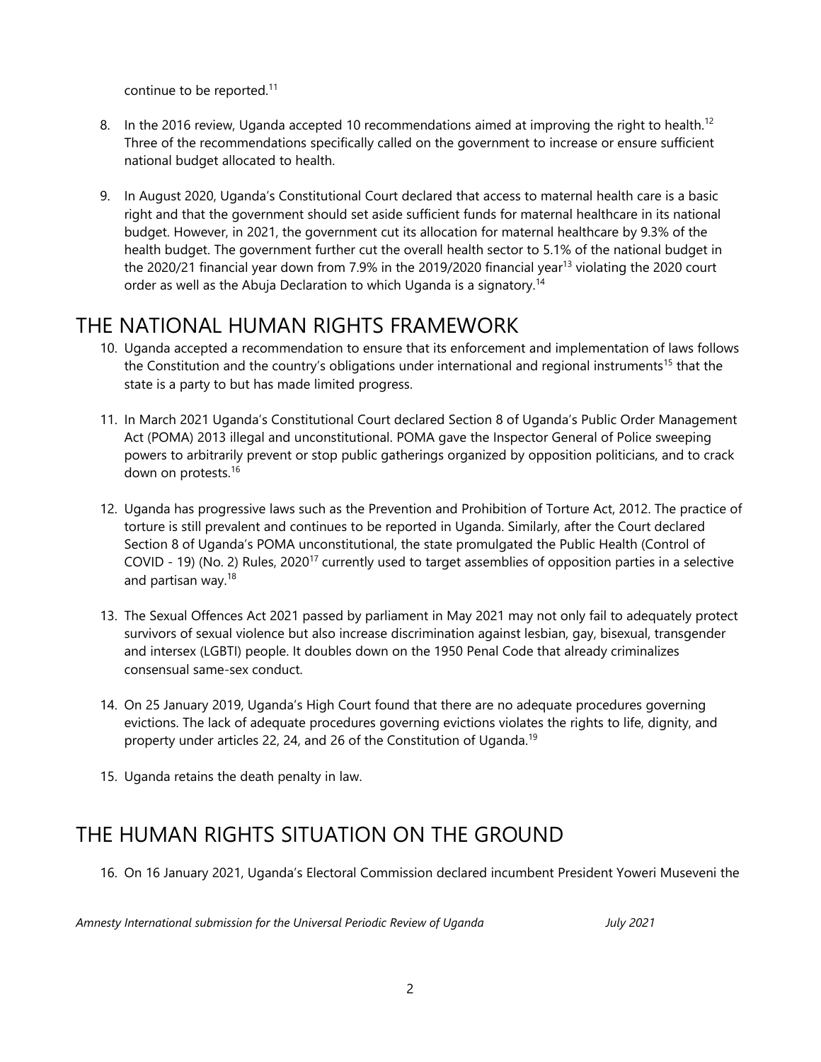continue to be reported.[11]

8. In the 2016 review, Uganda accepted 10 recommendations aimed at improving the right to health.[12] Three of the recommendations specifically called on the government to increase or ensure sufficient national budget allocated to health.

9. In August 2020, Uganda's Constitutional Court declared that access to maternal health care is a basic right and that the government should set aside sufficient funds for maternal healthcare in its national budget. However, in 2021, the government cut its allocation for maternal healthcare by 9.3% of the health budget. The government further cut the overall health sector to 5.1% of the national budget in the 2020/21 financial year down from 7.9% in the 2019/2020 financial year[13] violating the 2020 court order as well as the Abuja Declaration to which Uganda is a signatory.[14]

# THE NATIONAL HUMAN RIGHTS FRAMEWORK

10. Uganda accepted a recommendation to ensure that its enforcement and implementation of laws follows the Constitution and the country's obligations under international and regional instruments[15] that the state is a party to but has made limited progress.

11. In March 2021 Uganda's Constitutional Court declared Section 8 of Uganda's Public Order Management Act (POMA) 2013 illegal and unconstitutional. POMA gave the Inspector General of Police sweeping powers to arbitrarily prevent or stop public gatherings organized by opposition politicians, and to crack down on protests.[16]

12. Uganda has progressive laws such as the Prevention and Prohibition of Torture Act, 2012. The practice of torture is still prevalent and continues to be reported in Uganda. Similarly, after the Court declared Section 8 of Uganda's POMA unconstitutional, the state promulgated the Public Health (Control of COVID - 19) (No. 2) Rules, 2020[17] currently used to target assemblies of opposition parties in a selective and partisan way.[18]

13. The Sexual Offences Act 2021 passed by parliament in May 2021 may not only fail to adequately protect survivors of sexual violence but also increase discrimination against lesbian, gay, bisexual, transgender and intersex (LGBTI) people. It doubles down on the 1950 Penal Code that already criminalizes consensual same-sex conduct.

14. On 25 January 2019, Uganda's High Court found that there are no adequate procedures governing evictions. The lack of adequate procedures governing evictions violates the rights to life, dignity, and property under articles 22, 24, and 26 of the Constitution of Uganda.[19]

15. Uganda retains the death penalty in law.

# THE HUMAN RIGHTS SITUATION ON THE GROUND

16. On 16 January 2021, Uganda's Electoral Commission declared incumbent President Yoweri Museveni the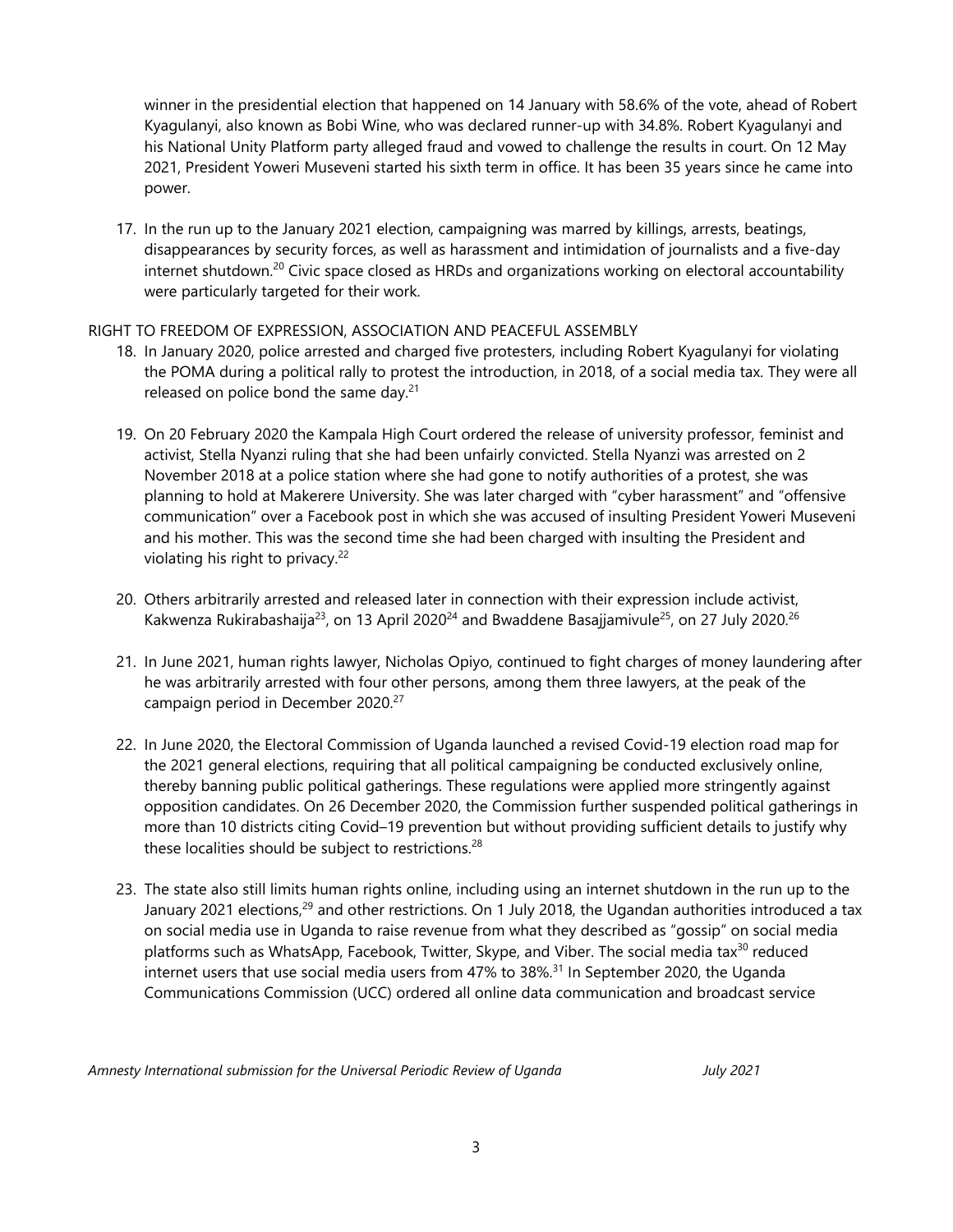winner in the presidential election that happened on 14 January with 58.6% of the vote, ahead of Robert Kyagulanyi, also known as Bobi Wine, who was declared runner-up with 34.8%. Robert Kyagulanyi and his National Unity Platform party alleged fraud and vowed to challenge the results in court. On 12 May 2021, President Yoweri Museveni started his sixth term in office. It has been 35 years since he came into power.

17. In the run up to the January 2021 election, campaigning was marred by killings, arrests, beatings, disappearances by security forces, as well as harassment and intimidation of journalists and a five-day internet shutdown.[20] Civic space closed as HRDs and organizations working on electoral accountability were particularly targeted for their work.

RIGHT TO FREEDOM OF EXPRESSION, ASSOCIATION AND PEACEFUL ASSEMBLY

18. In January 2020, police arrested and charged five protesters, including Robert Kyagulanyi for violating the POMA during a political rally to protest the introduction, in 2018, of a social media tax. They were all released on police bond the same day.[21]

19. On 20 February 2020 the Kampala High Court ordered the release of university professor, feminist and activist, Stella Nyanzi ruling that she had been unfairly convicted. Stella Nyanzi was arrested on 2 November 2018 at a police station where she had gone to notify authorities of a protest, she was planning to hold at Makerere University. She was later charged with "cyber harassment" and "offensive communication" over a Facebook post in which she was accused of insulting President Yoweri Museveni and his mother. This was the second time she had been charged with insulting the President and violating his right to privacy.[22]

20. Others arbitrarily arrested and released later in connection with their expression include activist, Kakwenza Rukirabashaija[23], on 13 April 2020[24] and Bwaddene Basajjamivule[25], on 27 July 2020.[26]

21. In June 2021, human rights lawyer, Nicholas Opiyo, continued to fight charges of money laundering after he was arbitrarily arrested with four other persons, among them three lawyers, at the peak of the campaign period in December 2020.[27]

22. In June 2020, the Electoral Commission of Uganda launched a revised Covid-19 election road map for the 2021 general elections, requiring that all political campaigning be conducted exclusively online, thereby banning public political gatherings. These regulations were applied more stringently against opposition candidates. On 26 December 2020, the Commission further suspended political gatherings in more than 10 districts citing Covid–19 prevention but without providing sufficient details to justify why these localities should be subject to restrictions.[28]

23. The state also still limits human rights online, including using an internet shutdown in the run up to the January 2021 elections,[29] and other restrictions. On 1 July 2018, the Ugandan authorities introduced a tax on social media use in Uganda to raise revenue from what they described as "gossip" on social media platforms such as WhatsApp, Facebook, Twitter, Skype, and Viber. The social media tax[30] reduced internet users that use social media users from 47% to 38%.[31] In September 2020, the Uganda Communications Commission (UCC) ordered all online data communication and broadcast service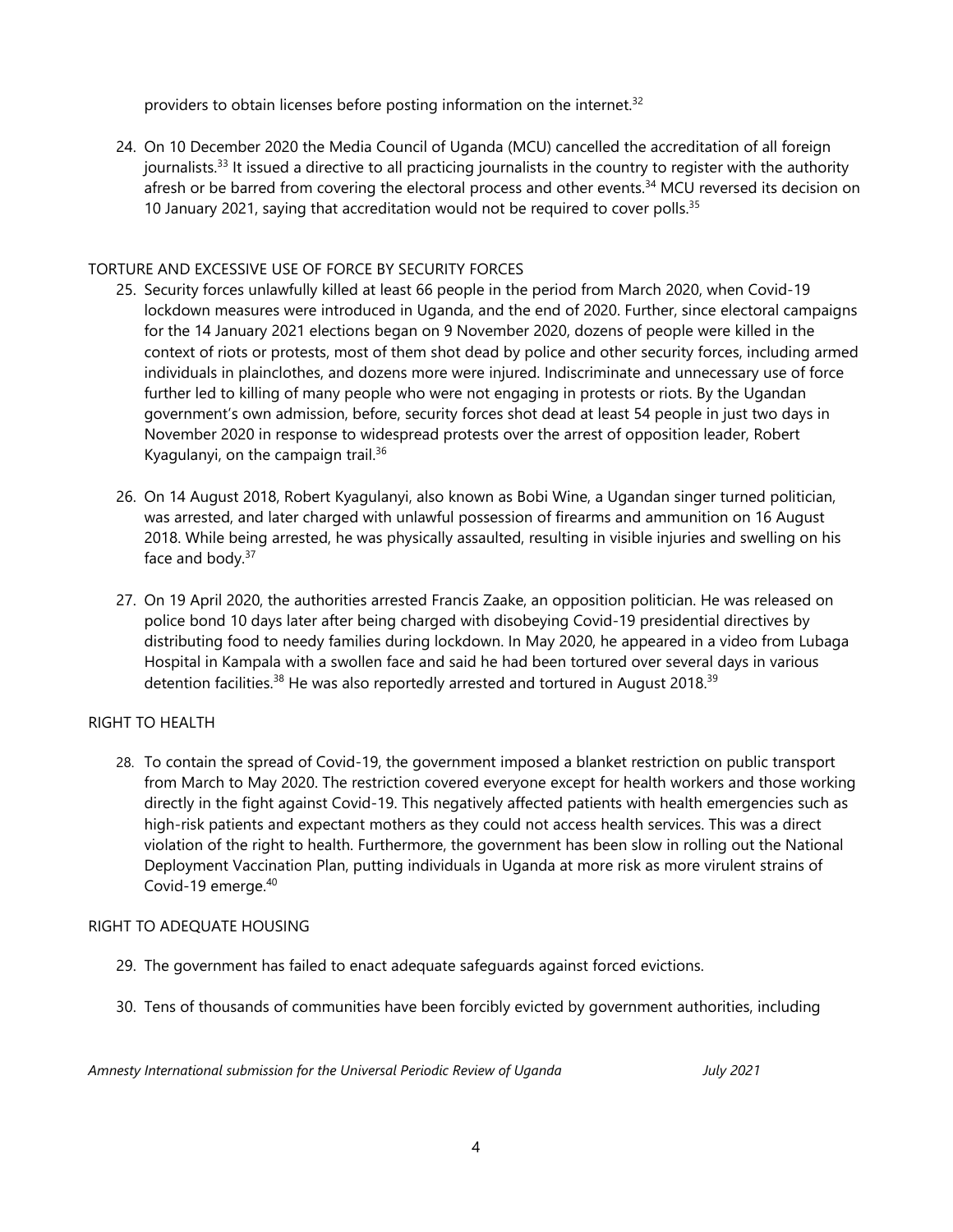providers to obtain licenses before posting information on the internet.[32]

24. On 10 December 2020 the Media Council of Uganda (MCU) cancelled the accreditation of all foreign journalists.[33] It issued a directive to all practicing journalists in the country to register with the authority afresh or be barred from covering the electoral process and other events.[34] MCU reversed its decision on 10 January 2021, saying that accreditation would not be required to cover polls.[35]

## TORTURE AND EXCESSIVE USE OF FORCE BY SECURITY FORCES

25. Security forces unlawfully killed at least 66 people in the period from March 2020, when Covid-19 lockdown measures were introduced in Uganda, and the end of 2020. Further, since electoral campaigns for the 14 January 2021 elections began on 9 November 2020, dozens of people were killed in the context of riots or protests, most of them shot dead by police and other security forces, including armed individuals in plainclothes, and dozens more were injured. Indiscriminate and unnecessary use of force further led to killing of many people who were not engaging in protests or riots. By the Ugandan government's own admission, before, security forces shot dead at least 54 people in just two days in November 2020 in response to widespread protests over the arrest of opposition leader, Robert Kyagulanyi, on the campaign trail.[36]

26. On 14 August 2018, Robert Kyagulanyi, also known as Bobi Wine, a Ugandan singer turned politician, was arrested, and later charged with unlawful possession of firearms and ammunition on 16 August 2018. While being arrested, he was physically assaulted, resulting in visible injuries and swelling on his face and body.[37]

27. On 19 April 2020, the authorities arrested Francis Zaake, an opposition politician. He was released on police bond 10 days later after being charged with disobeying Covid-19 presidential directives by distributing food to needy families during lockdown. In May 2020, he appeared in a video from Lubaga Hospital in Kampala with a swollen face and said he had been tortured over several days in various detention facilities.[38] He was also reportedly arrested and tortured in August 2018.[39]

## RIGHT TO HEALTH

28. To contain the spread of Covid-19, the government imposed a blanket restriction on public transport from March to May 2020. The restriction covered everyone except for health workers and those working directly in the fight against Covid-19. This negatively affected patients with health emergencies such as high-risk patients and expectant mothers as they could not access health services. This was a direct violation of the right to health. Furthermore, the government has been slow in rolling out the National Deployment Vaccination Plan, putting individuals in Uganda at more risk as more virulent strains of Covid-19 emerge.[40]

## RIGHT TO ADEQUATE HOUSING

29. The government has failed to enact adequate safeguards against forced evictions.

30. Tens of thousands of communities have been forcibly evicted by government authorities, including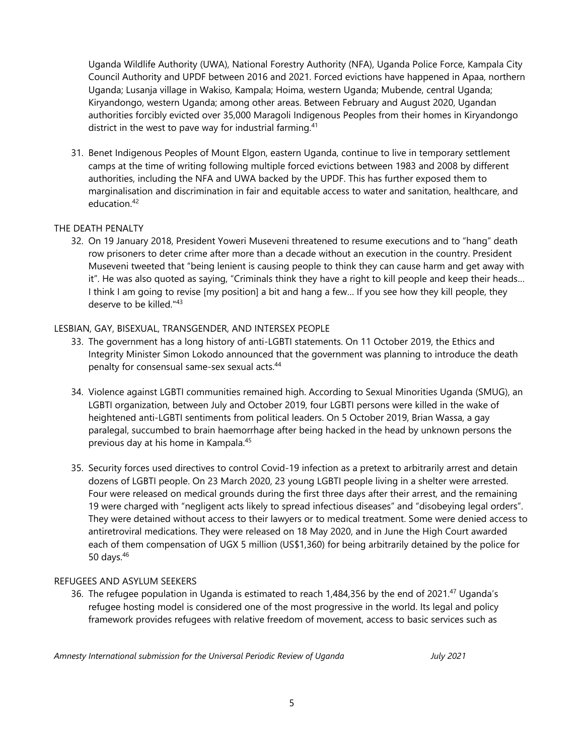Uganda Wildlife Authority (UWA), National Forestry Authority (NFA), Uganda Police Force, Kampala City Council Authority and UPDF between 2016 and 2021. Forced evictions have happened in Apaa, northern Uganda; Lusanja village in Wakiso, Kampala; Hoima, western Uganda; Mubende, central Uganda; Kiryandongo, western Uganda; among other areas. Between February and August 2020, Ugandan authorities forcibly evicted over 35,000 Maragoli Indigenous Peoples from their homes in Kiryandongo district in the west to pave way for industrial farming.[41]

31. Benet Indigenous Peoples of Mount Elgon, eastern Uganda, continue to live in temporary settlement camps at the time of writing following multiple forced evictions between 1983 and 2008 by different authorities, including the NFA and UWA backed by the UPDF. This has further exposed them to marginalisation and discrimination in fair and equitable access to water and sanitation, healthcare, and education.[42]

## THE DEATH PENALTY

32. On 19 January 2018, President Yoweri Museveni threatened to resume executions and to "hang" death row prisoners to deter crime after more than a decade without an execution in the country. President Museveni tweeted that "being lenient is causing people to think they can cause harm and get away with it". He was also quoted as saying, "Criminals think they have a right to kill people and keep their heads… I think I am going to revise [my position] a bit and hang a few… If you see how they kill people, they deserve to be killed."[43]

## LESBIAN, GAY, BISEXUAL, TRANSGENDER, AND INTERSEX PEOPLE

33. The government has a long history of anti-LGBTI statements. On 11 October 2019, the Ethics and Integrity Minister Simon Lokodo announced that the government was planning to introduce the death penalty for consensual same-sex sexual acts.[44]

34. Violence against LGBTI communities remained high. According to Sexual Minorities Uganda (SMUG), an LGBTI organization, between July and October 2019, four LGBTI persons were killed in the wake of heightened anti-LGBTI sentiments from political leaders. On 5 October 2019, Brian Wassa, a gay paralegal, succumbed to brain haemorrhage after being hacked in the head by unknown persons the previous day at his home in Kampala.[45]

35. Security forces used directives to control Covid-19 infection as a pretext to arbitrarily arrest and detain dozens of LGBTI people. On 23 March 2020, 23 young LGBTI people living in a shelter were arrested. Four were released on medical grounds during the first three days after their arrest, and the remaining 19 were charged with "negligent acts likely to spread infectious diseases" and "disobeying legal orders". They were detained without access to their lawyers or to medical treatment. Some were denied access to antiretroviral medications. They were released on 18 May 2020, and in June the High Court awarded each of them compensation of UGX 5 million (US$1,360) for being arbitrarily detained by the police for 50 days.[46]

## REFUGEES AND ASYLUM SEEKERS

36. The refugee population in Uganda is estimated to reach 1,484,356 by the end of 2021.[47] Uganda's refugee hosting model is considered one of the most progressive in the world. Its legal and policy framework provides refugees with relative freedom of movement, access to basic services such as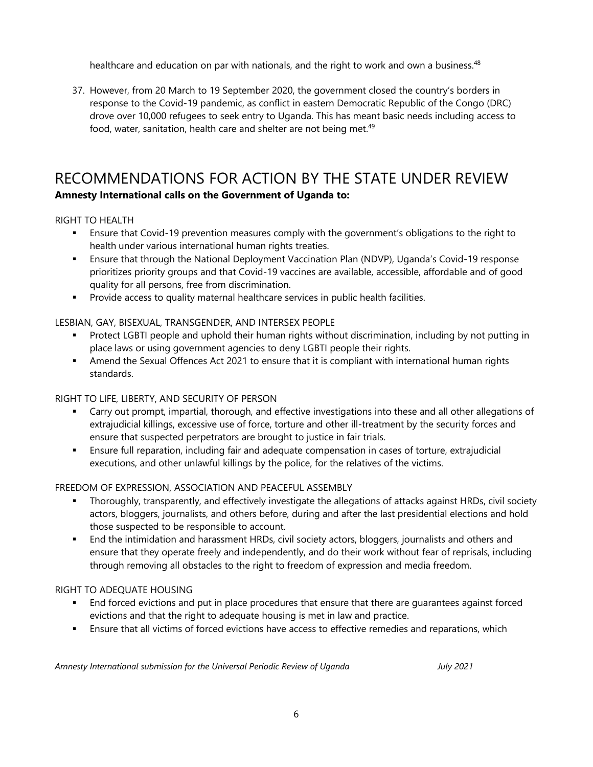healthcare and education on par with nationals, and the right to work and own a business.[48]

37. However, from 20 March to 19 September 2020, the government closed the country's borders in response to the Covid-19 pandemic, as conflict in eastern Democratic Republic of the Congo (DRC) drove over 10,000 refugees to seek entry to Uganda. This has meant basic needs including access to food, water, sanitation, health care and shelter are not being met.[49]

# RECOMMENDATIONS FOR ACTION BY THE STATE UNDER REVIEW

**Amnesty International calls on the Government of Uganda to:**

RIGHT TO HEALTH

- Ensure that Covid-19 prevention measures comply with the government's obligations to the right to health under various international human rights treaties.
- Ensure that through the National Deployment Vaccination Plan (NDVP), Uganda's Covid-19 response prioritizes priority groups and that Covid-19 vaccines are available, accessible, affordable and of good quality for all persons, free from discrimination.
- Provide access to quality maternal healthcare services in public health facilities.

LESBIAN, GAY, BISEXUAL, TRANSGENDER, AND INTERSEX PEOPLE

- Protect LGBTI people and uphold their human rights without discrimination, including by not putting in place laws or using government agencies to deny LGBTI people their rights.
- Amend the Sexual Offences Act 2021 to ensure that it is compliant with international human rights standards.

RIGHT TO LIFE, LIBERTY, AND SECURITY OF PERSON

- Carry out prompt, impartial, thorough, and effective investigations into these and all other allegations of extrajudicial killings, excessive use of force, torture and other ill-treatment by the security forces and ensure that suspected perpetrators are brought to justice in fair trials.
- Ensure full reparation, including fair and adequate compensation in cases of torture, extrajudicial executions, and other unlawful killings by the police, for the relatives of the victims.

FREEDOM OF EXPRESSION, ASSOCIATION AND PEACEFUL ASSEMBLY

- Thoroughly, transparently, and effectively investigate the allegations of attacks against HRDs, civil society actors, bloggers, journalists, and others before, during and after the last presidential elections and hold those suspected to be responsible to account.
- End the intimidation and harassment HRDs, civil society actors, bloggers, journalists and others and ensure that they operate freely and independently, and do their work without fear of reprisals, including through removing all obstacles to the right to freedom of expression and media freedom.

RIGHT TO ADEQUATE HOUSING

- End forced evictions and put in place procedures that ensure that there are guarantees against forced evictions and that the right to adequate housing is met in law and practice.
- Ensure that all victims of forced evictions have access to effective remedies and reparations, which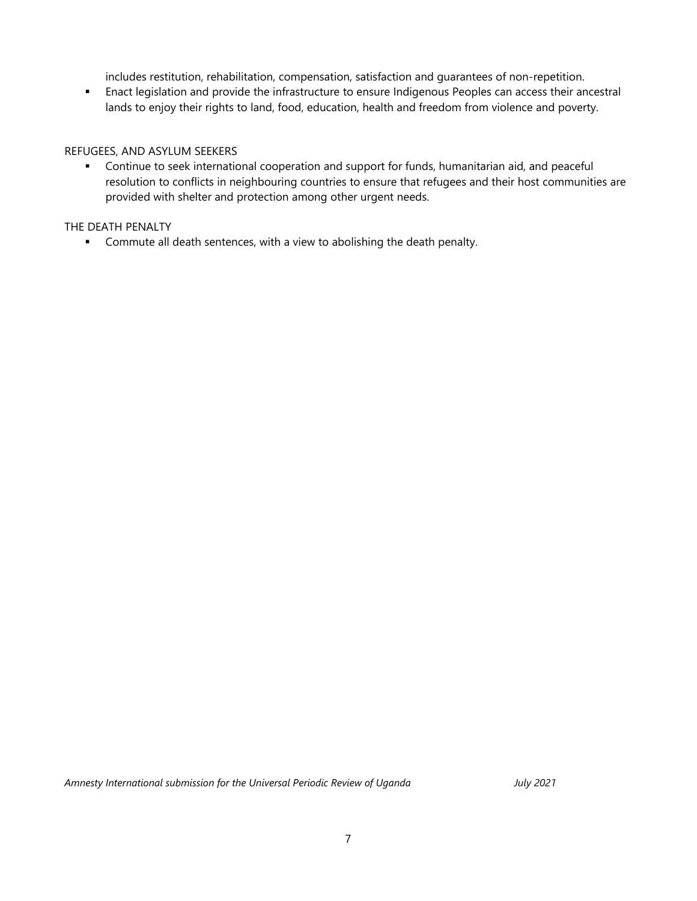includes restitution, rehabilitation, compensation, satisfaction and guarantees of non-repetition.

- Enact legislation and provide the infrastructure to ensure Indigenous Peoples can access their ancestral lands to enjoy their rights to land, food, education, health and freedom from violence and poverty.

REFUGEES, AND ASYLUM SEEKERS

- Continue to seek international cooperation and support for funds, humanitarian aid, and peaceful resolution to conflicts in neighbouring countries to ensure that refugees and their host communities are provided with shelter and protection among other urgent needs.

THE DEATH PENALTY

- Commute all death sentences, with a view to abolishing the death penalty.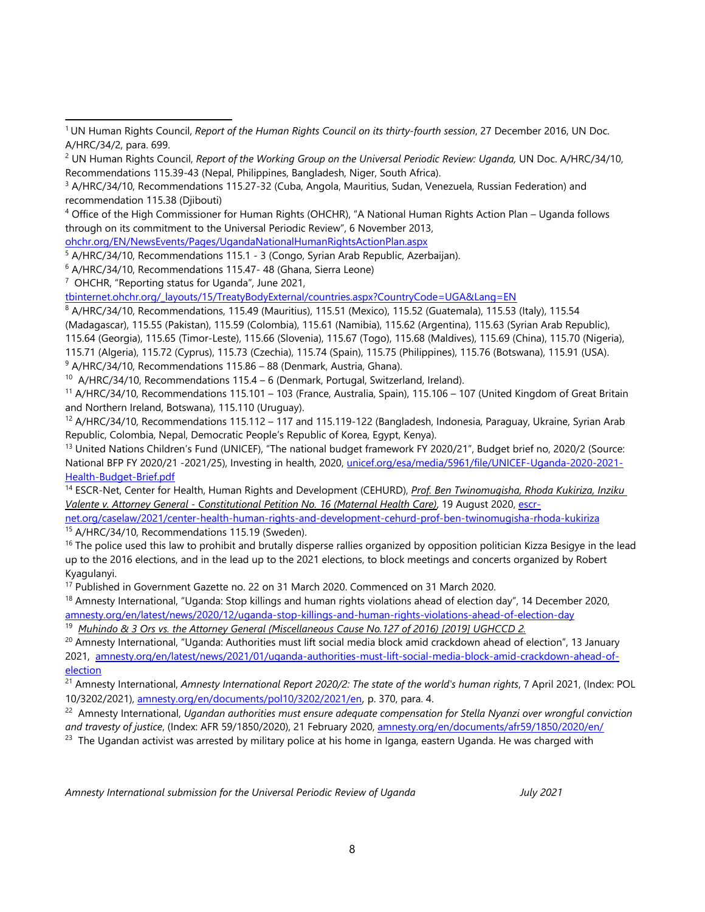[1] UN Human Rights Council, *Report of the Human Rights Council on its thirty-fourth session*, 27 December 2016, UN Doc. A/HRC/34/2, para. 699.

[2] UN Human Rights Council, *Report of the Working Group on the Universal Periodic Review: Uganda,* UN Doc. A/HRC/34/10, Recommendations 115.39-43 (Nepal, Philippines, Bangladesh, Niger, South Africa).

[3] A/HRC/34/10, Recommendations 115.27-32 (Cuba, Angola, Mauritius, Sudan, Venezuela, Russian Federation) and recommendation 115.38 (Djibouti)

[4] Office of the High Commissioner for Human Rights (OHCHR), "A National Human Rights Action Plan – Uganda follows through on its commitment to the Universal Periodic Review", 6 November 2013, ohchr.org/EN/NewsEvents/Pages/UgandaNationalHumanRightsActionPlan.aspx

[5] A/HRC/34/10, Recommendations 115.1 - 3 (Congo, Syrian Arab Republic, Azerbaijan).

[6] A/HRC/34/10, Recommendations 115.47- 48 (Ghana, Sierra Leone)

[7] OHCHR, "Reporting status for Uganda", June 2021, tbinternet.ohchr.org/_layouts/15/TreatyBodyExternal/countries.aspx?CountryCode=UGA&Lang=EN

[8] A/HRC/34/10, Recommendations, 115.49 (Mauritius), 115.51 (Mexico), 115.52 (Guatemala), 115.53 (Italy), 115.54 (Madagascar), 115.55 (Pakistan), 115.59 (Colombia), 115.61 (Namibia), 115.62 (Argentina), 115.63 (Syrian Arab Republic), 115.64 (Georgia), 115.65 (Timor-Leste), 115.66 (Slovenia), 115.67 (Togo), 115.68 (Maldives), 115.69 (China), 115.70 (Nigeria), 115.71 (Algeria), 115.72 (Cyprus), 115.73 (Czechia), 115.74 (Spain), 115.75 (Philippines), 115.76 (Botswana), 115.91 (USA).

[9] A/HRC/34/10, Recommendations 115.86 – 88 (Denmark, Austria, Ghana).

[10] A/HRC/34/10, Recommendations 115.4 – 6 (Denmark, Portugal, Switzerland, Ireland).

[11] A/HRC/34/10, Recommendations 115.101 – 103 (France, Australia, Spain), 115.106 – 107 (United Kingdom of Great Britain and Northern Ireland, Botswana), 115.110 (Uruguay).

[12] A/HRC/34/10, Recommendations 115.112 – 117 and 115.119-122 (Bangladesh, Indonesia, Paraguay, Ukraine, Syrian Arab Republic, Colombia, Nepal, Democratic People's Republic of Korea, Egypt, Kenya).

[13] United Nations Children's Fund (UNICEF), "The national budget framework FY 2020/21", Budget brief no, 2020/2 (Source: National BFP FY 2020/21 -2021/25), Investing in health, 2020, unicef.org/esa/media/5961/file/UNICEF-Uganda-2020-2021-Health-Budget-Brief.pdf

[14] ESCR-Net, Center for Health, Human Rights and Development (CEHURD), *Prof. Ben Twinomugisha, Rhoda Kukiriza, Inziku Valente v. Attorney General - Constitutional Petition No. 16 (Maternal Health Care)*, 19 August 2020, escr-net.org/caselaw/2021/center-health-human-rights-and-development-cehurd-prof-ben-twinomugisha-rhoda-kukiriza

[15] A/HRC/34/10, Recommendations 115.19 (Sweden).

[16] The police used this law to prohibit and brutally disperse rallies organized by opposition politician Kizza Besigye in the lead up to the 2016 elections, and in the lead up to the 2021 elections, to block meetings and concerts organized by Robert Kyagulanyi.

[17] Published in Government Gazette no. 22 on 31 March 2020. Commenced on 31 March 2020.

[18] Amnesty International, "Uganda: Stop killings and human rights violations ahead of election day", 14 December 2020, amnesty.org/en/latest/news/2020/12/uganda-stop-killings-and-human-rights-violations-ahead-of-election-day

[19] *Muhindo & 3 Ors vs. the Attorney General (Miscellaneous Cause No.127 of 2016) [2019] UGHCCD 2.*

[20] Amnesty International, "Uganda: Authorities must lift social media block amid crackdown ahead of election", 13 January 2021, amnesty.org/en/latest/news/2021/01/uganda-authorities-must-lift-social-media-block-amid-crackdown-ahead-of-election

[21] Amnesty International, *Amnesty International Report 2020/2: The state of the world's human rights*, 7 April 2021, (Index: POL 10/3202/2021), amnesty.org/en/documents/pol10/3202/2021/en, p. 370, para. 4.

[22] Amnesty International, *Ugandan authorities must ensure adequate compensation for Stella Nyanzi over wrongful conviction and travesty of justice*, (Index: AFR 59/1850/2020), 21 February 2020, amnesty.org/en/documents/afr59/1850/2020/en/

[23] The Ugandan activist was arrested by military police at his home in Iganga, eastern Uganda. He was charged with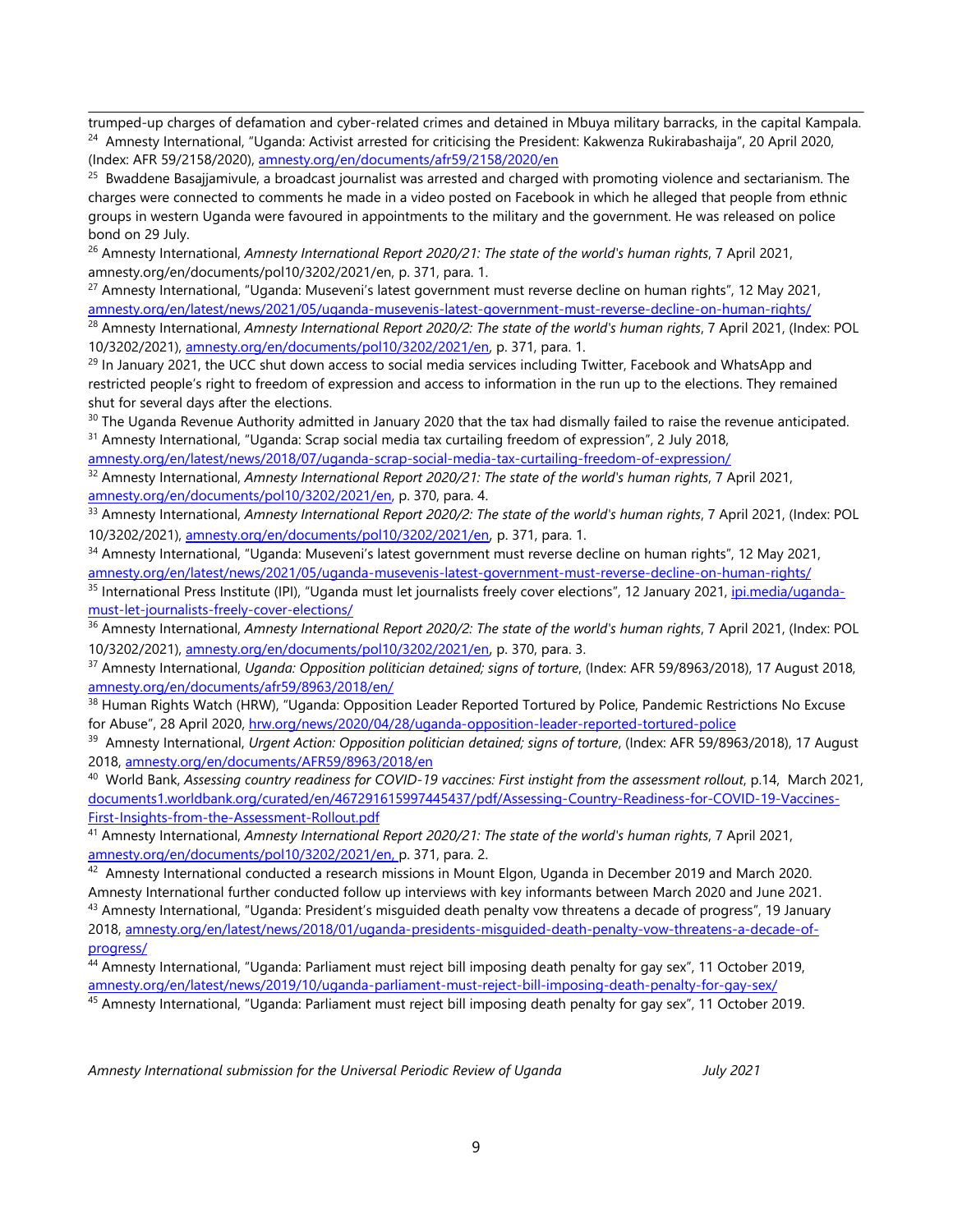trumped-up charges of defamation and cyber-related crimes and detained in Mbuya military barracks, in the capital Kampala.

[24] Amnesty International, "Uganda: Activist arrested for criticising the President: Kakwenza Rukirabashaija", 20 April 2020, (Index: AFR 59/2158/2020), amnesty.org/en/documents/afr59/2158/2020/en

[25] Bwaddene Basajjamivule, a broadcast journalist was arrested and charged with promoting violence and sectarianism. The charges were connected to comments he made in a video posted on Facebook in which he alleged that people from ethnic groups in western Uganda were favoured in appointments to the military and the government. He was released on police bond on 29 July.

[26] Amnesty International, *Amnesty International Report 2020/21: The state of the world's human rights*, 7 April 2021, amnesty.org/en/documents/pol10/3202/2021/en, p. 371, para. 1.

[27] Amnesty International, "Uganda: Museveni's latest government must reverse decline on human rights", 12 May 2021, amnesty.org/en/latest/news/2021/05/uganda-musevenis-latest-government-must-reverse-decline-on-human-rights/

[28] Amnesty International, *Amnesty International Report 2020/2: The state of the world's human rights*, 7 April 2021, (Index: POL 10/3202/2021), amnesty.org/en/documents/pol10/3202/2021/en, p. 371, para. 1.

[29] In January 2021, the UCC shut down access to social media services including Twitter, Facebook and WhatsApp and restricted people's right to freedom of expression and access to information in the run up to the elections. They remained shut for several days after the elections.

[30] The Uganda Revenue Authority admitted in January 2020 that the tax had dismally failed to raise the revenue anticipated.

[31] Amnesty International, "Uganda: Scrap social media tax curtailing freedom of expression", 2 July 2018, amnesty.org/en/latest/news/2018/07/uganda-scrap-social-media-tax-curtailing-freedom-of-expression/

[32] Amnesty International, *Amnesty International Report 2020/21: The state of the world's human rights*, 7 April 2021, amnesty.org/en/documents/pol10/3202/2021/en, p. 370, para. 4.

[33] Amnesty International, *Amnesty International Report 2020/2: The state of the world's human rights*, 7 April 2021, (Index: POL 10/3202/2021), amnesty.org/en/documents/pol10/3202/2021/en, p. 371, para. 1.

[34] Amnesty International, "Uganda: Museveni's latest government must reverse decline on human rights", 12 May 2021, amnesty.org/en/latest/news/2021/05/uganda-musevenis-latest-government-must-reverse-decline-on-human-rights/

[35] International Press Institute (IPI), "Uganda must let journalists freely cover elections", 12 January 2021, ipi.media/uganda-must-let-journalists-freely-cover-elections/

[36] Amnesty International, *Amnesty International Report 2020/2: The state of the world's human rights*, 7 April 2021, (Index: POL 10/3202/2021), amnesty.org/en/documents/pol10/3202/2021/en, p. 370, para. 3.

[37] Amnesty International, *Uganda: Opposition politician detained; signs of torture*, (Index: AFR 59/8963/2018), 17 August 2018, amnesty.org/en/documents/afr59/8963/2018/en/

[38] Human Rights Watch (HRW), "Uganda: Opposition Leader Reported Tortured by Police, Pandemic Restrictions No Excuse for Abuse", 28 April 2020, hrw.org/news/2020/04/28/uganda-opposition-leader-reported-tortured-police

[39] Amnesty International, *Urgent Action: Opposition politician detained; signs of torture*, (Index: AFR 59/8963/2018), 17 August 2018, amnesty.org/en/documents/AFR59/8963/2018/en

[40] World Bank, *Assessing country readiness for COVID-19 vaccines: First insight from the assessment rollout*, p.14, March 2021, documents1.worldbank.org/curated/en/467291615997445437/pdf/Assessing-Country-Readiness-for-COVID-19-Vaccines-First-Insights-from-the-Assessment-Rollout.pdf

[41] Amnesty International, *Amnesty International Report 2020/21: The state of the world's human rights*, 7 April 2021, amnesty.org/en/documents/pol10/3202/2021/en, p. 371, para. 2.

[42] Amnesty International conducted a research missions in Mount Elgon, Uganda in December 2019 and March 2020. Amnesty International further conducted follow up interviews with key informants between March 2020 and June 2021.

[43] Amnesty International, "Uganda: President's misguided death penalty vow threatens a decade of progress", 19 January 2018, amnesty.org/en/latest/news/2018/01/uganda-presidents-misguided-death-penalty-vow-threatens-a-decade-of-progress/

[44] Amnesty International, "Uganda: Parliament must reject bill imposing death penalty for gay sex", 11 October 2019, amnesty.org/en/latest/news/2019/10/uganda-parliament-must-reject-bill-imposing-death-penalty-for-gay-sex/

[45] Amnesty International, "Uganda: Parliament must reject bill imposing death penalty for gay sex", 11 October 2019.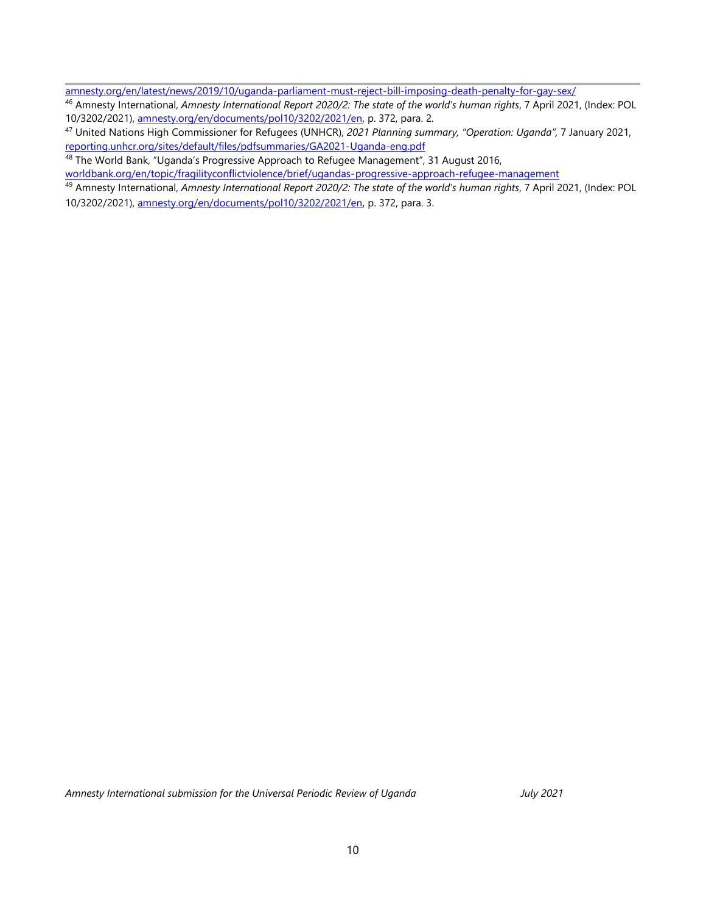amnesty.org/en/latest/news/2019/10/uganda-parliament-must-reject-bill-imposing-death-penalty-for-gay-sex/

[46] Amnesty International, *Amnesty International Report 2020/2: The state of the world's human rights*, 7 April 2021, (Index: POL 10/3202/2021), amnesty.org/en/documents/pol10/3202/2021/en, p. 372, para. 2.

[47] United Nations High Commissioner for Refugees (UNHCR), *2021 Planning summary, "Operation: Uganda"*, 7 January 2021, reporting.unhcr.org/sites/default/files/pdfsummaries/GA2021-Uganda-eng.pdf

[48] The World Bank, "Uganda's Progressive Approach to Refugee Management", 31 August 2016, worldbank.org/en/topic/fragilityconflictviolence/brief/ugandas-progressive-approach-refugee-management

[49] Amnesty International, *Amnesty International Report 2020/2: The state of the world's human rights*, 7 April 2021, (Index: POL 10/3202/2021), amnesty.org/en/documents/pol10/3202/2021/en, p. 372, para. 3.